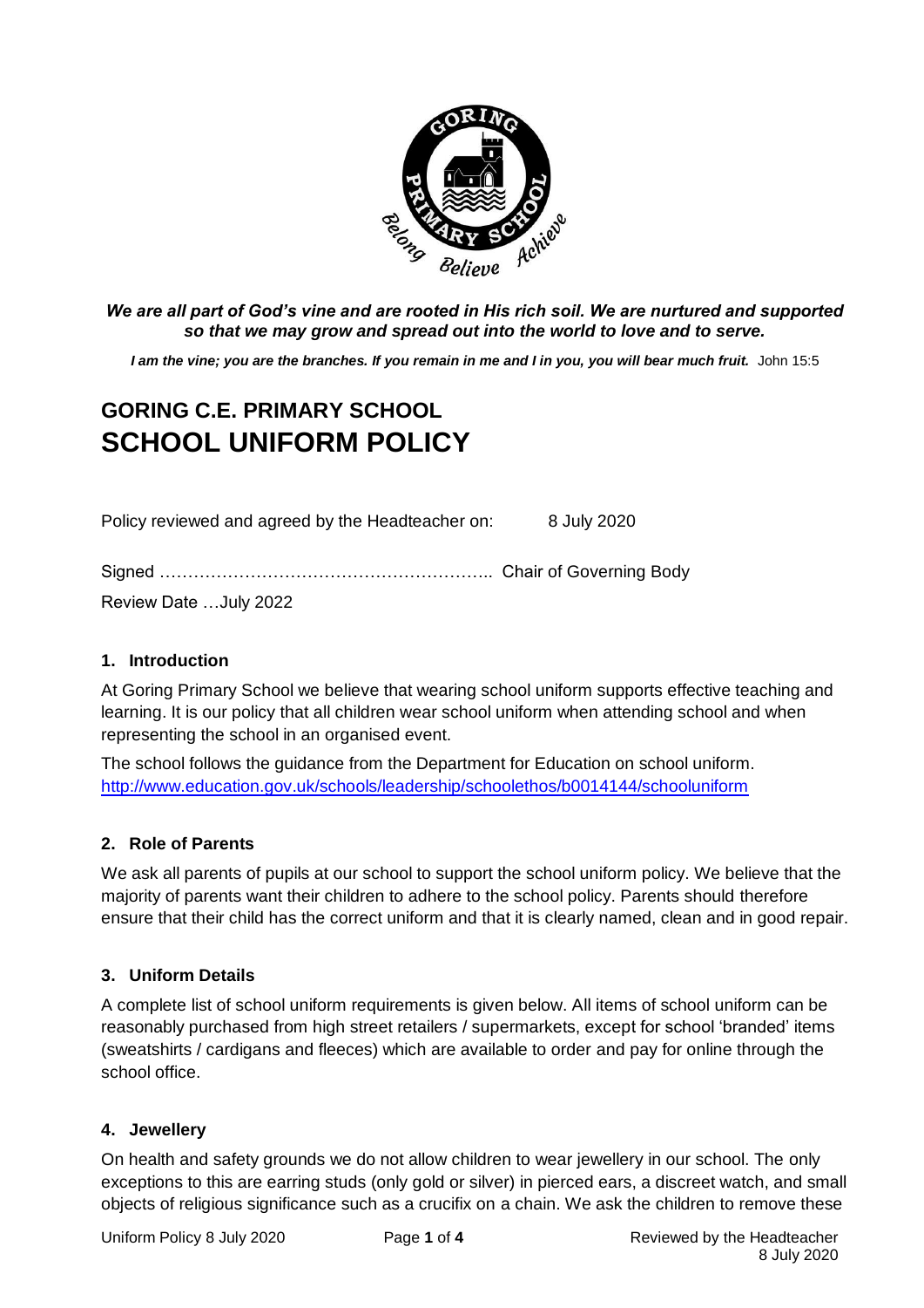***We are all part of God's vine and are rooted in His rich soil. We are nurtured and supported so that we may grow and spread out into the world to love and to serve.***

***I am the vine; you are the branches. If you remain in me and I in you, you will bear much fruit.*** John 15:5

# GORING C.E. PRIMARY SCHOOL
# SCHOOL UNIFORM POLICY

Policy reviewed and agreed by the Headteacher on: 8 July 2020

Signed ………………………………………………….. Chair of Governing Body

Review Date …July 2022

## 1. Introduction

At Goring Primary School we believe that wearing school uniform supports effective teaching and learning. It is our policy that all children wear school uniform when attending school and when representing the school in an organised event.

The school follows the guidance from the Department for Education on school uniform. http://www.education.gov.uk/schools/leadership/schoolethos/b0014144/schooluniform

## 2. Role of Parents

We ask all parents of pupils at our school to support the school uniform policy. We believe that the majority of parents want their children to adhere to the school policy. Parents should therefore ensure that their child has the correct uniform and that it is clearly named, clean and in good repair.

## 3. Uniform Details

A complete list of school uniform requirements is given below. All items of school uniform can be reasonably purchased from high street retailers / supermarkets, except for school 'branded' items (sweatshirts / cardigans and fleeces) which are available to order and pay for online through the school office.

## 4. Jewellery

On health and safety grounds we do not allow children to wear jewellery in our school. The only exceptions to this are earring studs (only gold or silver) in pierced ears, a discreet watch, and small objects of religious significance such as a crucifix on a chain. We ask the children to remove these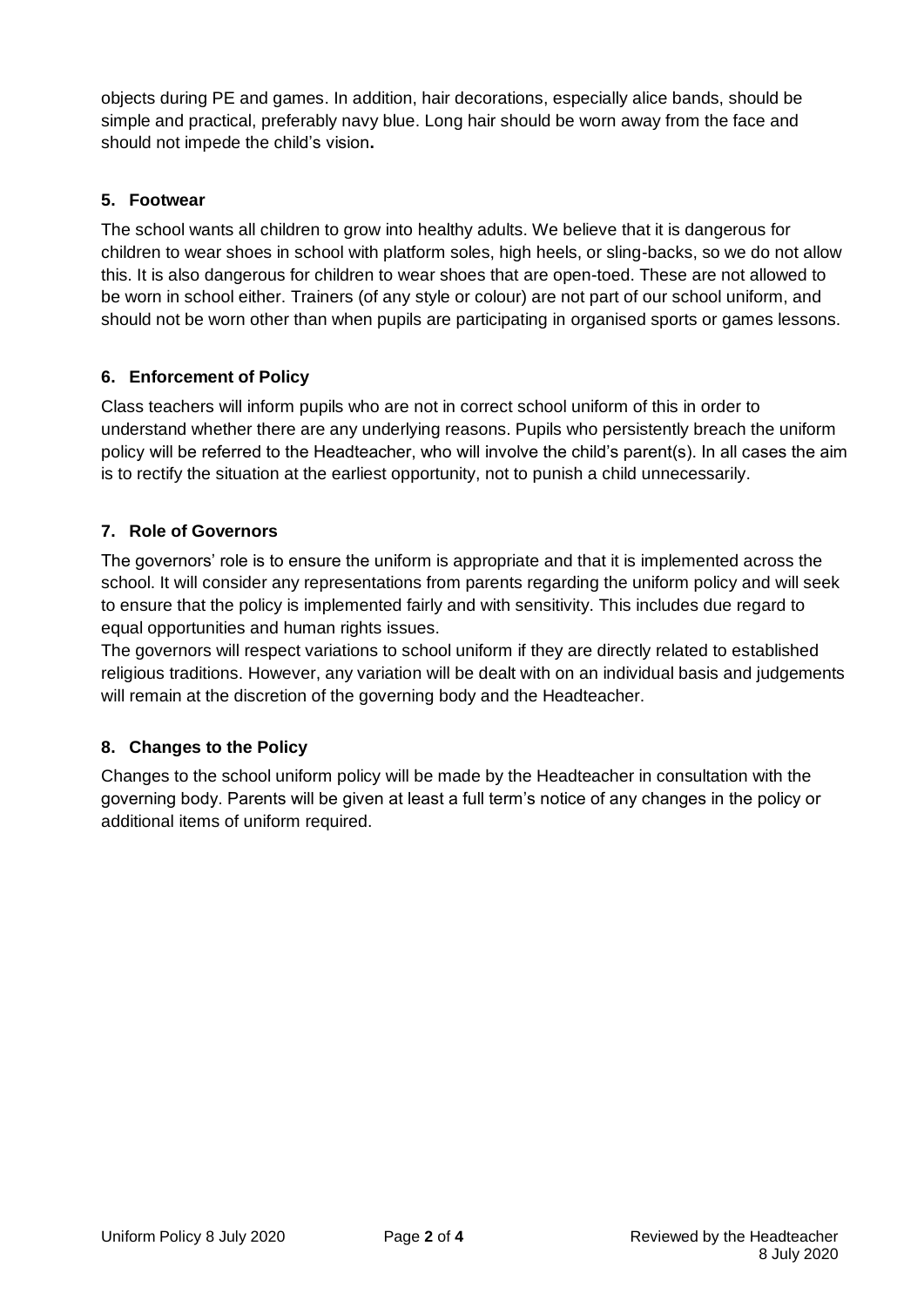objects during PE and games. In addition, hair decorations, especially alice bands, should be simple and practical, preferably navy blue. Long hair should be worn away from the face and should not impede the child's vision**.**

### 5. Footwear

The school wants all children to grow into healthy adults. We believe that it is dangerous for children to wear shoes in school with platform soles, high heels, or sling-backs, so we do not allow this. It is also dangerous for children to wear shoes that are open-toed. These are not allowed to be worn in school either. Trainers (of any style or colour) are not part of our school uniform, and should not be worn other than when pupils are participating in organised sports or games lessons.

### 6. Enforcement of Policy

Class teachers will inform pupils who are not in correct school uniform of this in order to understand whether there are any underlying reasons. Pupils who persistently breach the uniform policy will be referred to the Headteacher, who will involve the child's parent(s). In all cases the aim is to rectify the situation at the earliest opportunity, not to punish a child unnecessarily.

### 7. Role of Governors

The governors' role is to ensure the uniform is appropriate and that it is implemented across the school. It will consider any representations from parents regarding the uniform policy and will seek to ensure that the policy is implemented fairly and with sensitivity. This includes due regard to equal opportunities and human rights issues.

The governors will respect variations to school uniform if they are directly related to established religious traditions. However, any variation will be dealt with on an individual basis and judgements will remain at the discretion of the governing body and the Headteacher.

### 8. Changes to the Policy

Changes to the school uniform policy will be made by the Headteacher in consultation with the governing body. Parents will be given at least a full term's notice of any changes in the policy or additional items of uniform required.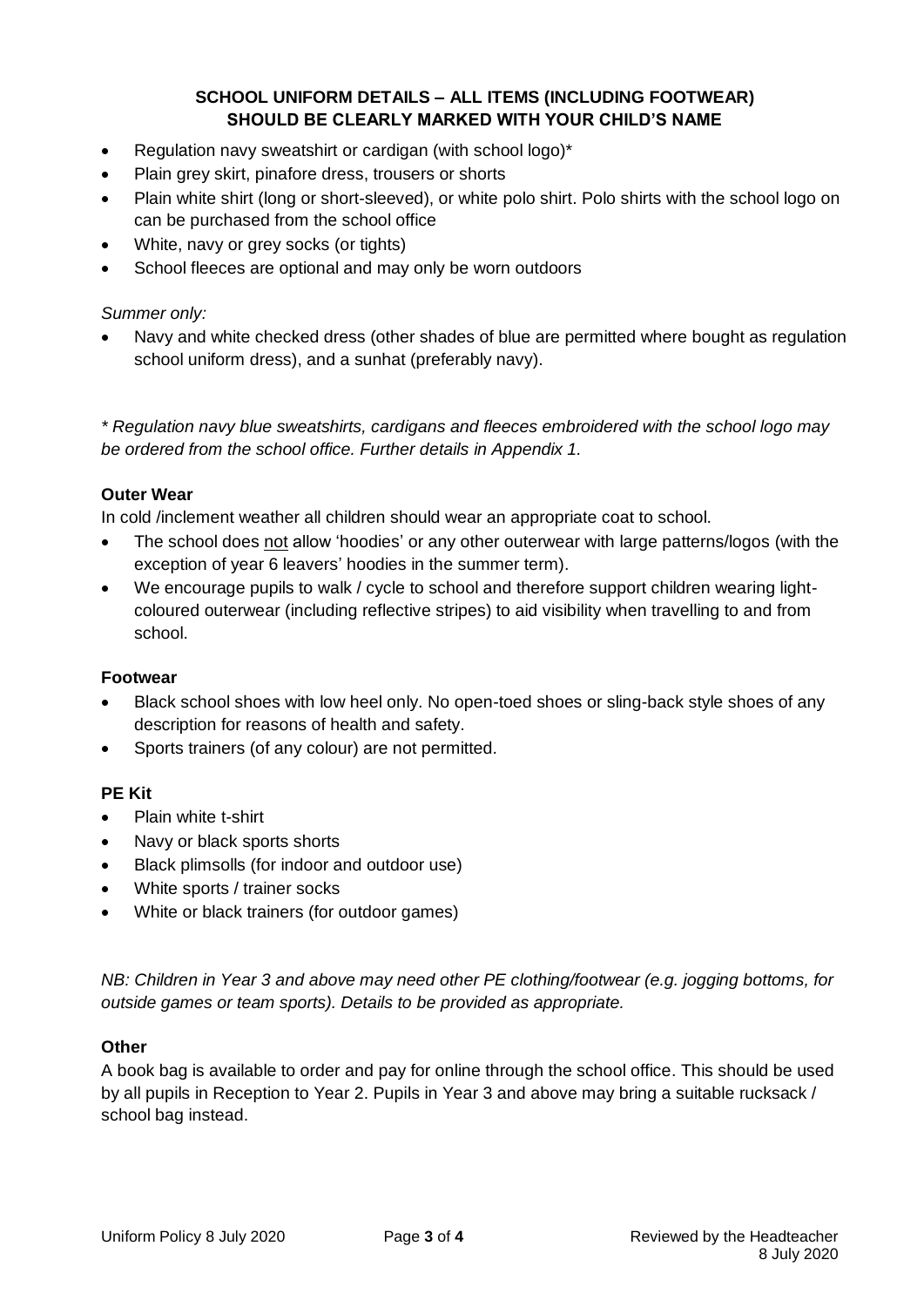**SCHOOL UNIFORM DETAILS – ALL ITEMS (INCLUDING FOOTWEAR) SHOULD BE CLEARLY MARKED WITH YOUR CHILD'S NAME**

- Regulation navy sweatshirt or cardigan (with school logo)*
- Plain grey skirt, pinafore dress, trousers or shorts
- Plain white shirt (long or short-sleeved), or white polo shirt. Polo shirts with the school logo on can be purchased from the school office
- White, navy or grey socks (or tights)
- School fleeces are optional and may only be worn outdoors

*Summer only:*

- Navy and white checked dress (other shades of blue are permitted where bought as regulation school uniform dress), and a sunhat (preferably navy).

*\* Regulation navy blue sweatshirts, cardigans and fleeces embroidered with the school logo may be ordered from the school office. Further details in Appendix 1.*

**Outer Wear**

In cold /inclement weather all children should wear an appropriate coat to school.

- The school does <u>not</u> allow 'hoodies' or any other outerwear with large patterns/logos (with the exception of year 6 leavers' hoodies in the summer term).
- We encourage pupils to walk / cycle to school and therefore support children wearing light-coloured outerwear (including reflective stripes) to aid visibility when travelling to and from school.

**Footwear**

- Black school shoes with low heel only. No open-toed shoes or sling-back style shoes of any description for reasons of health and safety.
- Sports trainers (of any colour) are not permitted.

**PE Kit**

- Plain white t-shirt
- Navy or black sports shorts
- Black plimsolls (for indoor and outdoor use)
- White sports / trainer socks
- White or black trainers (for outdoor games)

*NB: Children in Year 3 and above may need other PE clothing/footwear (e.g. jogging bottoms, for outside games or team sports). Details to be provided as appropriate.*

**Other**

A book bag is available to order and pay for online through the school office. This should be used by all pupils in Reception to Year 2. Pupils in Year 3 and above may bring a suitable rucksack / school bag instead.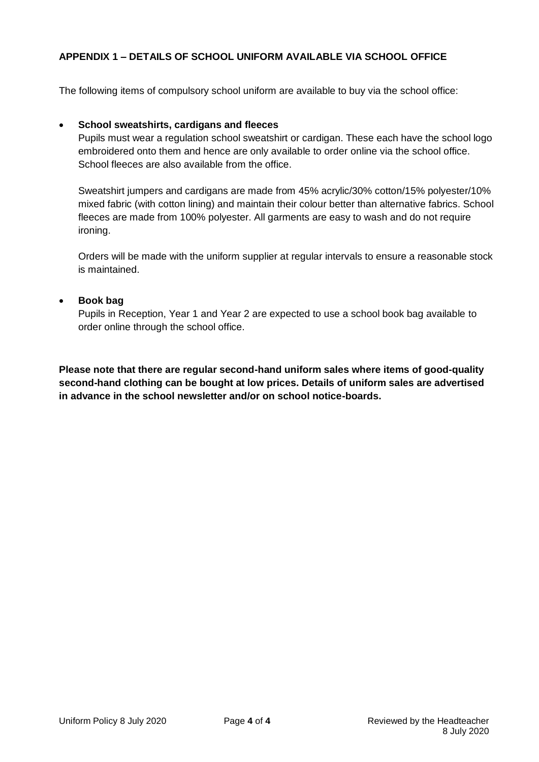## APPENDIX 1 – DETAILS OF SCHOOL UNIFORM AVAILABLE VIA SCHOOL OFFICE

The following items of compulsory school uniform are available to buy via the school office:

- **School sweatshirts, cardigans and fleeces**

  Pupils must wear a regulation school sweatshirt or cardigan. These each have the school logo embroidered onto them and hence are only available to order online via the school office. School fleeces are also available from the office.

  Sweatshirt jumpers and cardigans are made from 45% acrylic/30% cotton/15% polyester/10% mixed fabric (with cotton lining) and maintain their colour better than alternative fabrics. School fleeces are made from 100% polyester. All garments are easy to wash and do not require ironing.

  Orders will be made with the uniform supplier at regular intervals to ensure a reasonable stock is maintained.

- **Book bag**

  Pupils in Reception, Year 1 and Year 2 are expected to use a school book bag available to order online through the school office.

**Please note that there are regular second-hand uniform sales where items of good-quality second-hand clothing can be bought at low prices. Details of uniform sales are advertised in advance in the school newsletter and/or on school notice-boards.**